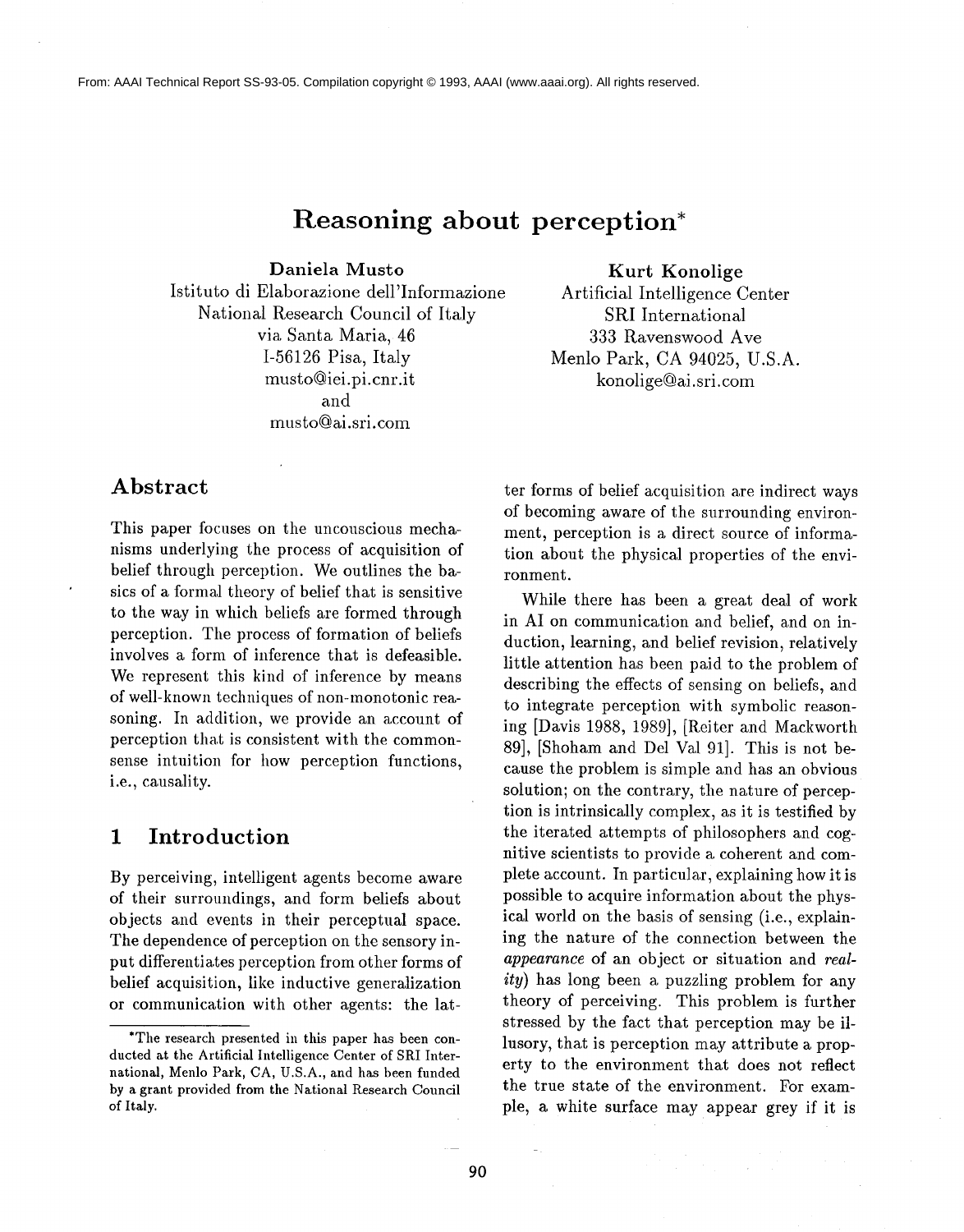From: AAAI Technical Report SS-93-05. Compilation copyright © 1993, AAAI (www.aaai.org). All rights reserved.

# Reasoning about perception*

**Daniela Musto**
Istituto di Elaborazione dell'Informazione
National Research Council of Italy
via Santa Maria, 46
I-56126 Pisa, Italy
musto@iei.pi.cnr.it
and
musto@ai.sri.com

**Kurt Konolige**
Artificial Intelligence Center
SRI International
333 Ravenswood Ave
Menlo Park, CA 94025, U.S.A.
konolige@ai.sri.com

## Abstract

This paper focuses on the uncousciouss mechanisms underlying the process of acquisition of belief through perception. We outlines the basics of a formal theory of belief that is sensitive to the way in which beliefs are formed through perception. The process of formation of beliefs involves a form of inference that is defeasible. We represent this kind of inference by means of well-known techniques of non-monotonic reasoning. In addition, we provide an account of perception that is consistent with the commonsense intuition for how perception functions, i.e., causality.

## 1 Introduction

By perceiving, intelligent agents become aware of their surroundings, and form beliefs about objects and events in their perceptual space. The dependence of perception on the sensory input differentiates perception from other forms of belief acquisition, like inductive generalization or communication with other agents: the latter forms of belief acquisition are indirect ways of becoming aware of the surrounding environment, perception is a direct source of information about the physical properties of the environment.

While there has been a great deal of work in AI on communication and belief, and on induction, learning, and belief revision, relatively little attention has been paid to the problem of describing the effects of sensing on beliefs, and to integrate perception with symbolic reasoning [Davis 1988, 1989], [Reiter and Mackworth 89], [Shoham and Del Val 91]. This is not because the problem is simple and has an obvious solution; on the contrary, the nature of perception is intrinsically complex, as it is testified by the iterated attempts of philosophers and cognitive scientists to provide a coherent and complete account. In particular, explaining how it is possible to acquire information about the physical world on the basis of sensing (i.e., explaining the nature of the connection between the *appearance* of an object or situation and *reality*) has long been a puzzling problem for any theory of perceiving. This problem is further stressed by the fact that perception may be illusory, that is perception may attribute a property to the environment that does not reflect the true state of the environment. For example, a white surface may appear grey if it is

*The research presented in this paper has been conducted at the Artificial Intelligence Center of SRI International, Menlo Park, CA, U.S.A., and has been funded by a grant provided from the National Research Council of Italy.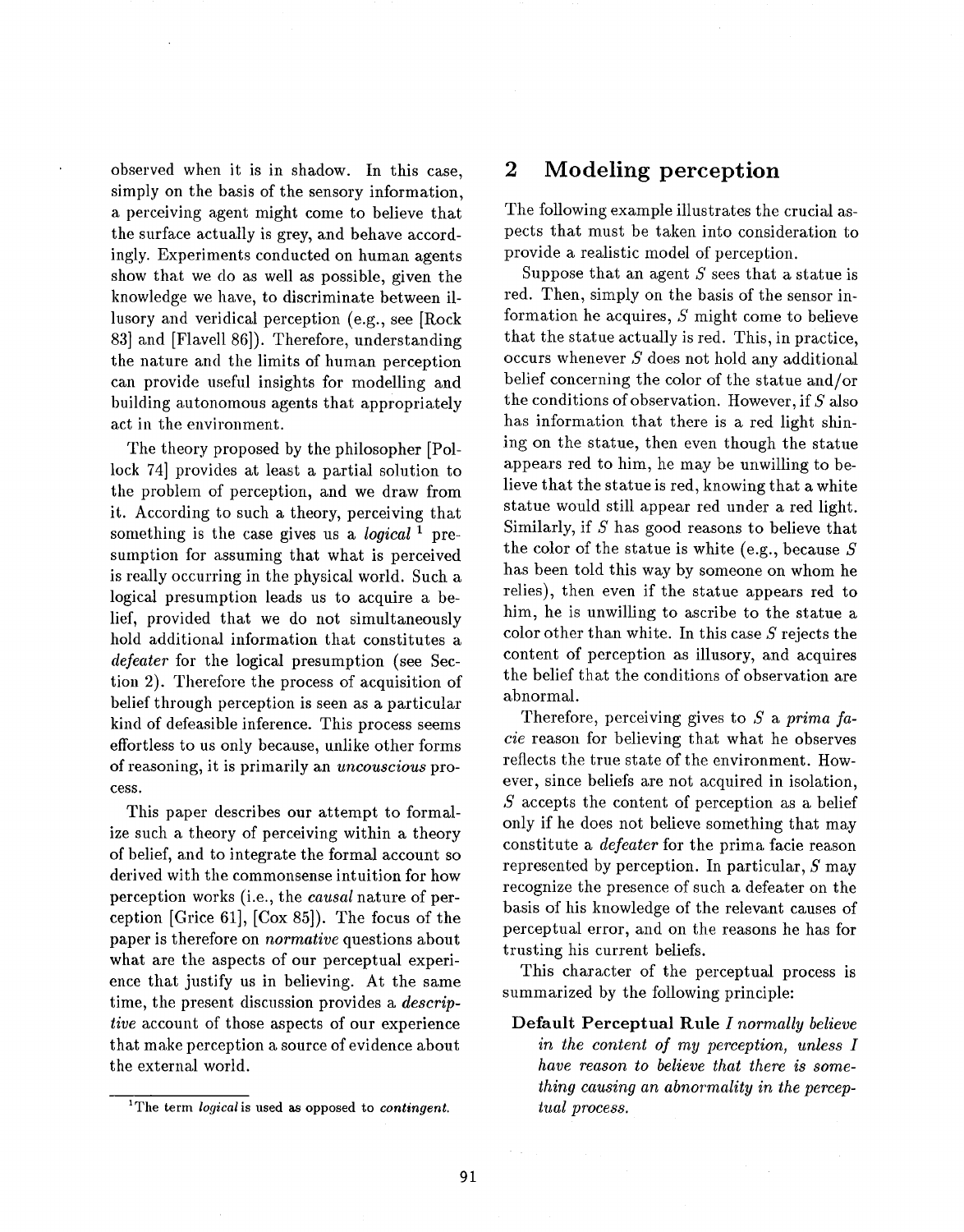observed when it is in shadow. In this case, simply on the basis of the sensory information, a perceiving agent might come to believe that the surface actually is grey, and behave accordingly. Experiments conducted on human agents show that we do as well as possible, given the knowledge we have, to discriminate between illusory and veridical perception (e.g., see [Rock 83] and [Flavell 86]). Therefore, understanding the nature and the limits of human perception can provide useful insights for modelling and building autonomous agents that appropriately act in the environment.

The theory proposed by the philosopher [Pollock 74] provides at least a partial solution to the problem of perception, and we draw from it. According to such a theory, perceiving that something is the case gives us a *logical* [1] presumption for assuming that what is perceived is really occurring in the physical world. Such a logical presumption leads us to acquire a belief, provided that we do not simultaneously hold additional information that constitutes a *defeater* for the logical presumption (see Section 2). Therefore the process of acquisition of belief through perception is seen as a particular kind of defeasible inference. This process seems effortless to us only because, unlike other forms of reasoning, it is primarily an *uncouscious* process.

This paper describes our attempt to formalize such a theory of perceiving within a theory of belief, and to integrate the formal account so derived with the commonsense intuition for how perception works (i.e., the *causal* nature of perception [Grice 61], [Cox 85]). The focus of the paper is therefore on *normative* questions about what are the aspects of our perceptual experience that justify us in believing. At the same time, the present discussion provides a *descriptive* account of those aspects of our experience that make perception a source of evidence about the external world.

[1] The term *logical* is used as opposed to *contingent*.

## 2 Modeling perception

The following example illustrates the crucial aspects that must be taken into consideration to provide a realistic model of perception.

Suppose that an agent $S$ sees that a statue is red. Then, simply on the basis of the sensor information he acquires, $S$ might come to believe that the statue actually is red. This, in practice, occurs whenever $S$ does not hold any additional belief concerning the color of the statue and/or the conditions of observation. However, if $S$ also has information that there is a red light shining on the statue, then even though the statue appears red to him, he may be unwilling to believe that the statue is red, knowing that a white statue would still appear red under a red light. Similarly, if $S$ has good reasons to believe that the color of the statue is white (e.g., because $S$ has been told this way by someone on whom he relies), then even if the statue appears red to him, he is unwilling to ascribe to the statue a color other than white. In this case $S$ rejects the content of perception as illusory, and acquires the belief that the conditions of observation are abnormal.

Therefore, perceiving gives to $S$ a *prima facie* reason for believing that what he observes reflects the true state of the environment. However, since beliefs are not acquired in isolation, $S$ accepts the content of perception as a belief only if he does not believe something that may constitute a *defeater* for the prima facie reason represented by perception. In particular, $S$ may recognize the presence of such a defeater on the basis of his knowledge of the relevant causes of perceptual error, and on the reasons he has for trusting his current beliefs.

This character of the perceptual process is summarized by the following principle:

**Default Perceptual Rule** *I normally believe in the content of my perception, unless I have reason to believe that there is something causing an abnormality in the perceptual process.*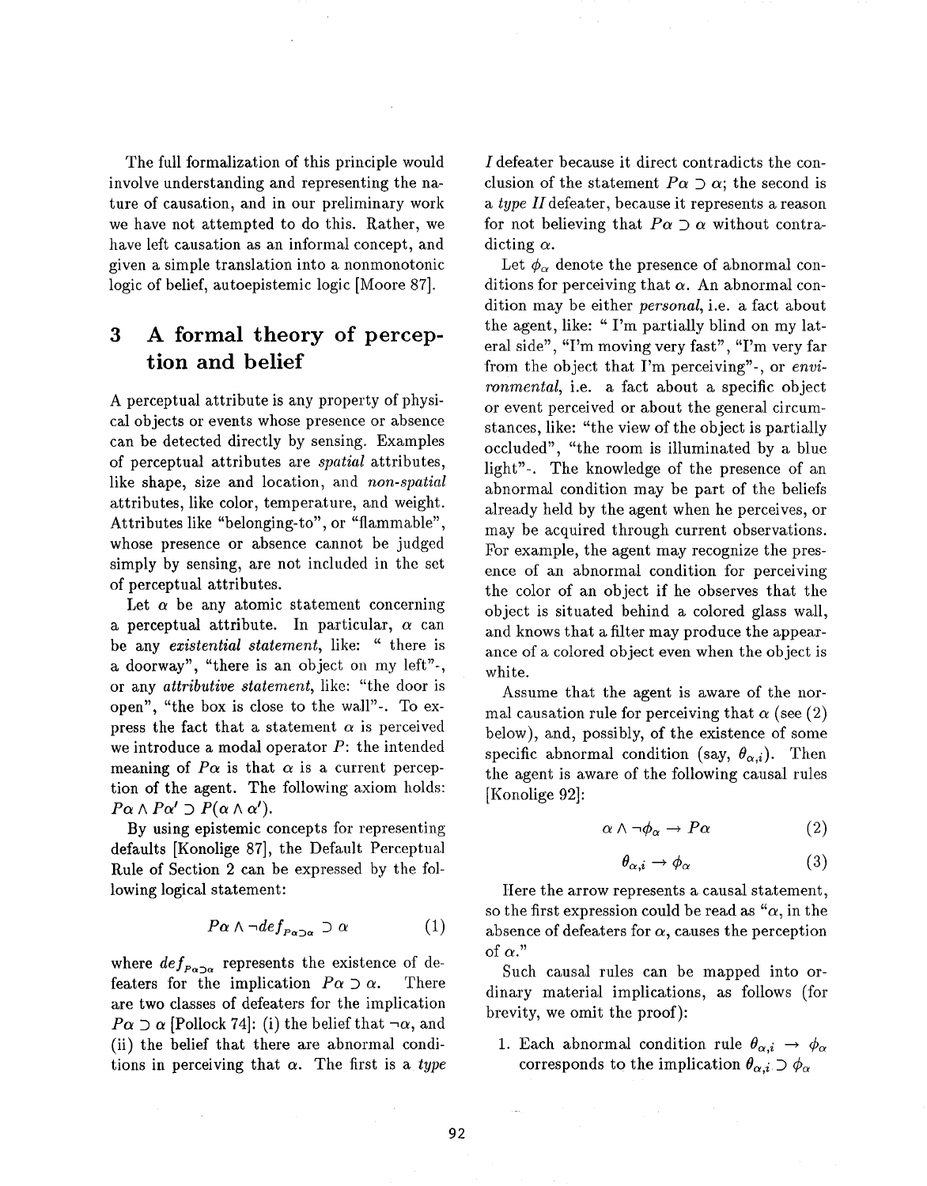The full formalization of this principle would involve understanding and representing the nature of causation, and in our preliminary work we have not attempted to do this. Rather, we have left causation as an informal concept, and given a simple translation into a nonmonotonic logic of belief, autoepistemic logic [Moore 87].

## 3 A formal theory of perception and belief

A perceptual attribute is any property of physical objects or events whose presence or absence can be detected directly by sensing. Examples of perceptual attributes are *spatial* attributes, like shape, size and location, and *non-spatial* attributes, like color, temperature, and weight. Attributes like "belonging-to", or "flammable", whose presence or absence cannot be judged simply by sensing, are not included in the set of perceptual attributes.

Let $\alpha$ be any atomic statement concerning a perceptual attribute. In particular, $\alpha$ can be any *existential statement*, like: " there is a doorway", "there is an object on my left"-, or any *attributive statement*, like: "the door is open", "the box is close to the wall"-. To express the fact that a statement $\alpha$ is perceived we introduce a modal operator $P$: the intended meaning of $P\alpha$ is that $\alpha$ is a current perception of the agent. The following axiom holds: $P\alpha \wedge P\alpha' \supset P(\alpha \wedge \alpha')$.

By using epistemic concepts for representing defaults [Konolige 87], the Default Perceptual Rule of Section 2 can be expressed by the following logical statement:

$$P\alpha \wedge \neg def_{P\alpha \supset \alpha} \supset \alpha \qquad (1)$$

where $def_{P\alpha \supset \alpha}$ represents the existence of defeaters for the implication $P\alpha \supset \alpha$. There are two classes of defeaters for the implication $P\alpha \supset \alpha$ [Pollock 74]: (i) the belief that $\neg\alpha$, and (ii) the belief that there are abnormal conditions in perceiving that $\alpha$. The first is a *type I* defeater because it direct contradicts the conclusion of the statement $P\alpha \supset \alpha$; the second is a *type II* defeater, because it represents a reason for not believing that $P\alpha \supset \alpha$ without contradicting $\alpha$.

Let $\phi_\alpha$ denote the presence of abnormal conditions for perceiving that $\alpha$. An abnormal condition may be either *personal*, i.e. a fact about the agent, like: " I'm partially blind on my lateral side", "I'm moving very fast", "I'm very far from the object that I'm perceiving"-, or *environmental*, i.e. a fact about a specific object or event perceived or about the general circumstances, like: "the view of the object is partially occluded", "the room is illuminated by a blue light"-. The knowledge of the presence of an abnormal condition may be part of the beliefs already held by the agent when he perceives, or may be acquired through current observations. For example, the agent may recognize the presence of an abnormal condition for perceiving the color of an object if he observes that the object is situated behind a colored glass wall, and knows that a filter may produce the appearance of a colored object even when the object is white.

Assume that the agent is aware of the normal causation rule for perceiving that $\alpha$ (see (2) below), and, possibly, of the existence of some specific abnormal condition (say, $\theta_{\alpha,i}$). Then the agent is aware of the following causal rules [Konolige 92]:

$$\alpha \wedge \neg\phi_\alpha \rightarrow P\alpha \qquad (2)$$

$$\theta_{\alpha,i} \rightarrow \phi_\alpha \qquad (3)$$

Here the arrow represents a causal statement, so the first expression could be read as "$\alpha$, in the absence of defeaters for $\alpha$, causes the perception of $\alpha$."

Such causal rules can be mapped into ordinary material implications, as follows (for brevity, we omit the proof):

1. Each abnormal condition rule $\theta_{\alpha,i} \rightarrow \phi_\alpha$ corresponds to the implication $\theta_{\alpha,i} \supset \phi_\alpha$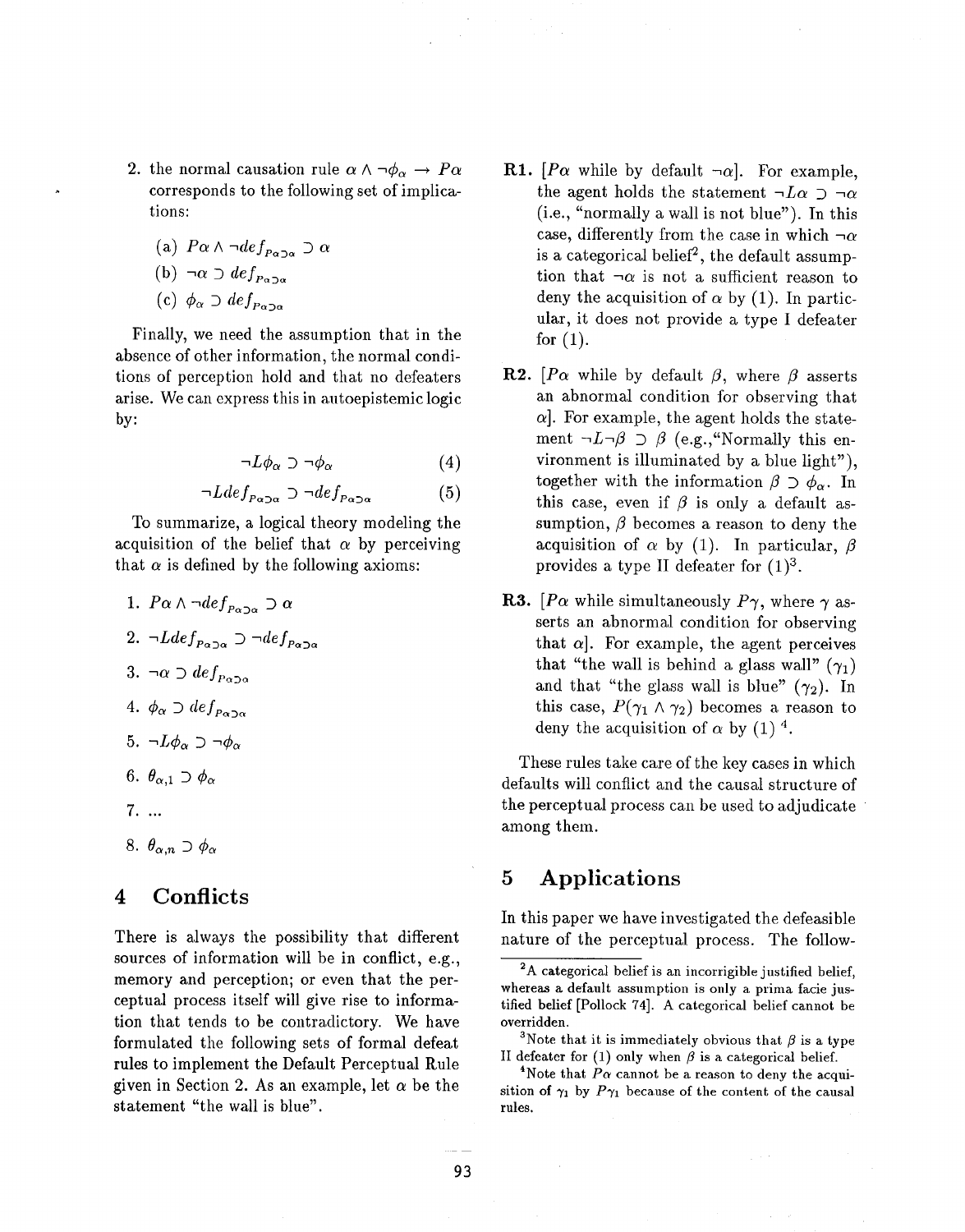2. the normal causation rule $\alpha \wedge \neg\phi_\alpha \rightarrow P\alpha$ corresponds to the following set of implications:

   (a) $P\alpha \wedge \neg def_{P\alpha \supset \alpha} \supset \alpha$

   (b) $\neg\alpha \supset def_{P\alpha \supset \alpha}$

   (c) $\phi_\alpha \supset def_{P\alpha \supset \alpha}$

Finally, we need the assumption that in the absence of other information, the normal conditions of perception hold and that no defeaters arise. We can express this in autoepistemic logic by:

$$\neg L\phi_\alpha \supset \neg\phi_\alpha \tag{4}$$

$$\neg L def_{P\alpha \supset \alpha} \supset \neg def_{P\alpha \supset \alpha} \tag{5}$$

To summarize, a logical theory modeling the acquisition of the belief that $\alpha$ by perceiving that $\alpha$ is defined by the following axioms:

1. $P\alpha \wedge \neg def_{P\alpha \supset \alpha} \supset \alpha$
2. $\neg L def_{P\alpha \supset \alpha} \supset \neg def_{P\alpha \supset \alpha}$
3. $\neg\alpha \supset def_{P\alpha \supset \alpha}$
4. $\phi_\alpha \supset def_{P\alpha \supset \alpha}$
5. $\neg L\phi_\alpha \supset \neg\phi_\alpha$
6. $\theta_{\alpha,1} \supset \phi_\alpha$
7. ...
8. $\theta_{\alpha,n} \supset \phi_\alpha$

## 4 Conflicts

There is always the possibility that different sources of information will be in conflict, e.g., memory and perception; or even that the perceptual process itself will give rise to information that tends to be contradictory. We have formulated the following sets of formal defeat rules to implement the Default Perceptual Rule given in Section 2. As an example, let $\alpha$ be the statement "the wall is blue".

**R1.** [$P\alpha$ while by default $\neg\alpha$]. For example, the agent holds the statement $\neg L\alpha \supset \neg\alpha$ (i.e., "normally a wall is not blue"). In this case, differently from the case in which $\neg\alpha$ is a categorical belief[2], the default assumption that $\neg\alpha$ is not a sufficient reason to deny the acquisition of $\alpha$ by (1). In particular, it does not provide a type I defeater for (1).

**R2.** [$P\alpha$ while by default $\beta$, where $\beta$ asserts an abnormal condition for observing that $\alpha$]. For example, the agent holds the statement $\neg L\neg\beta \supset \beta$ (e.g., "Normally this environment is illuminated by a blue light"), together with the information $\beta \supset \phi_\alpha$. In this case, even if $\beta$ is only a default assumption, $\beta$ becomes a reason to deny the acquisition of $\alpha$ by (1). In particular, $\beta$ provides a type II defeater for (1)[3].

**R3.** [$P\alpha$ while simultaneously $P\gamma$, where $\gamma$ asserts an abnormal condition for observing that $\alpha$]. For example, the agent perceives that "the wall is behind a glass wall" ($\gamma_1$) and that "the glass wall is blue" ($\gamma_2$). In this case, $P(\gamma_1 \wedge \gamma_2)$ becomes a reason to deny the acquisition of $\alpha$ by (1) [4].

These rules take care of the key cases in which defaults will conflict and the causal structure of the perceptual process can be used to adjudicate among them.

## 5 Applications

In this paper we have investigated the defeasible nature of the perceptual process. The follow-

[2] A categorical belief is an incorrigible justified belief, whereas a default assumption is only a prima facie justified belief [Pollock 74]. A categorical belief cannot be overridden.

[3] Note that it is immediately obvious that $\beta$ is a type II defeater for (1) only when $\beta$ is a categorical belief.

[4] Note that $P\alpha$ cannot be a reason to deny the acquisition of $\gamma_1$ by $P\gamma_1$ because of the content of the causal rules.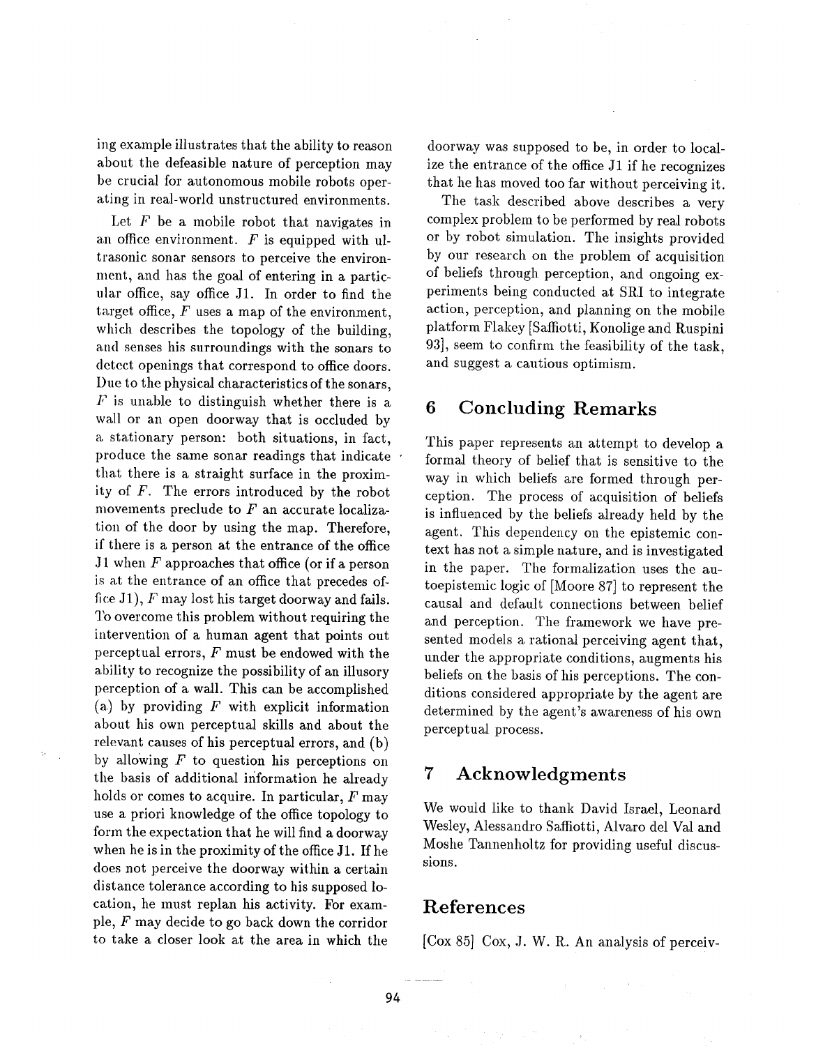ing example illustrates that the ability to reason about the defeasible nature of perception may be crucial for autonomous mobile robots operating in real-world unstructured environments.

Let $F$ be a mobile robot that navigates in an office environment. $F$ is equipped with ultrasonic sonar sensors to perceive the environment, and has the goal of entering in a particular office, say office J1. In order to find the target office, $F$ uses a map of the environment, which describes the topology of the building, and senses his surroundings with the sonars to detect openings that correspond to office doors. Due to the physical characteristics of the sonars, $F$ is unable to distinguish whether there is a wall or an open doorway that is occluded by a stationary person: both situations, in fact, produce the same sonar readings that indicate that there is a straight surface in the proximity of $F$. The errors introduced by the robot movements preclude to $F$ an accurate localization of the door by using the map. Therefore, if there is a person at the entrance of the office J1 when $F$ approaches that office (or if a person is at the entrance of an office that precedes office J1), $F$ may lost his target doorway and fails. To overcome this problem without requiring the intervention of a human agent that points out perceptual errors, $F$ must be endowed with the ability to recognize the possibility of an illusory perception of a wall. This can be accomplished (a) by providing $F$ with explicit information about his own perceptual skills and about the relevant causes of his perceptual errors, and (b) by allowing $F$ to question his perceptions on the basis of additional information he already holds or comes to acquire. In particular, $F$ may use a priori knowledge of the office topology to form the expectation that he will find a doorway when he is in the proximity of the office J1. If he does not perceive the doorway within a certain distance tolerance according to his supposed location, he must replan his activity. For example, $F$ may decide to go back down the corridor to take a closer look at the area in which the doorway was supposed to be, in order to localize the entrance of the office J1 if he recognizes that he has moved too far without perceiving it.

The task described above describes a very complex problem to be performed by real robots or by robot simulation. The insights provided by our research on the problem of acquisition of beliefs through perception, and ongoing experiments being conducted at SRI to integrate action, perception, and planning on the mobile platform Flakey [Saffiotti, Konolige and Ruspini 93], seem to confirm the feasibility of the task, and suggest a cautious optimism.

## 6 Concluding Remarks

This paper represents an attempt to develop a formal theory of belief that is sensitive to the way in which beliefs are formed through perception. The process of acquisition of beliefs is influenced by the beliefs already held by the agent. This dependency on the epistemic context has not a simple nature, and is investigated in the paper. The formalization uses the autoepistemic logic of [Moore 87] to represent the causal and default connections between belief and perception. The framework we have presented models a rational perceiving agent that, under the appropriate conditions, augments his beliefs on the basis of his perceptions. The conditions considered appropriate by the agent are determined by the agent's awareness of his own perceptual process.

## 7 Acknowledgments

We would like to thank David Israel, Leonard Wesley, Alessandro Saffiotti, Alvaro del Val and Moshe Tannenholtz for providing useful discussions.

## References

[Cox 85] Cox, J. W. R. An analysis of perceiv-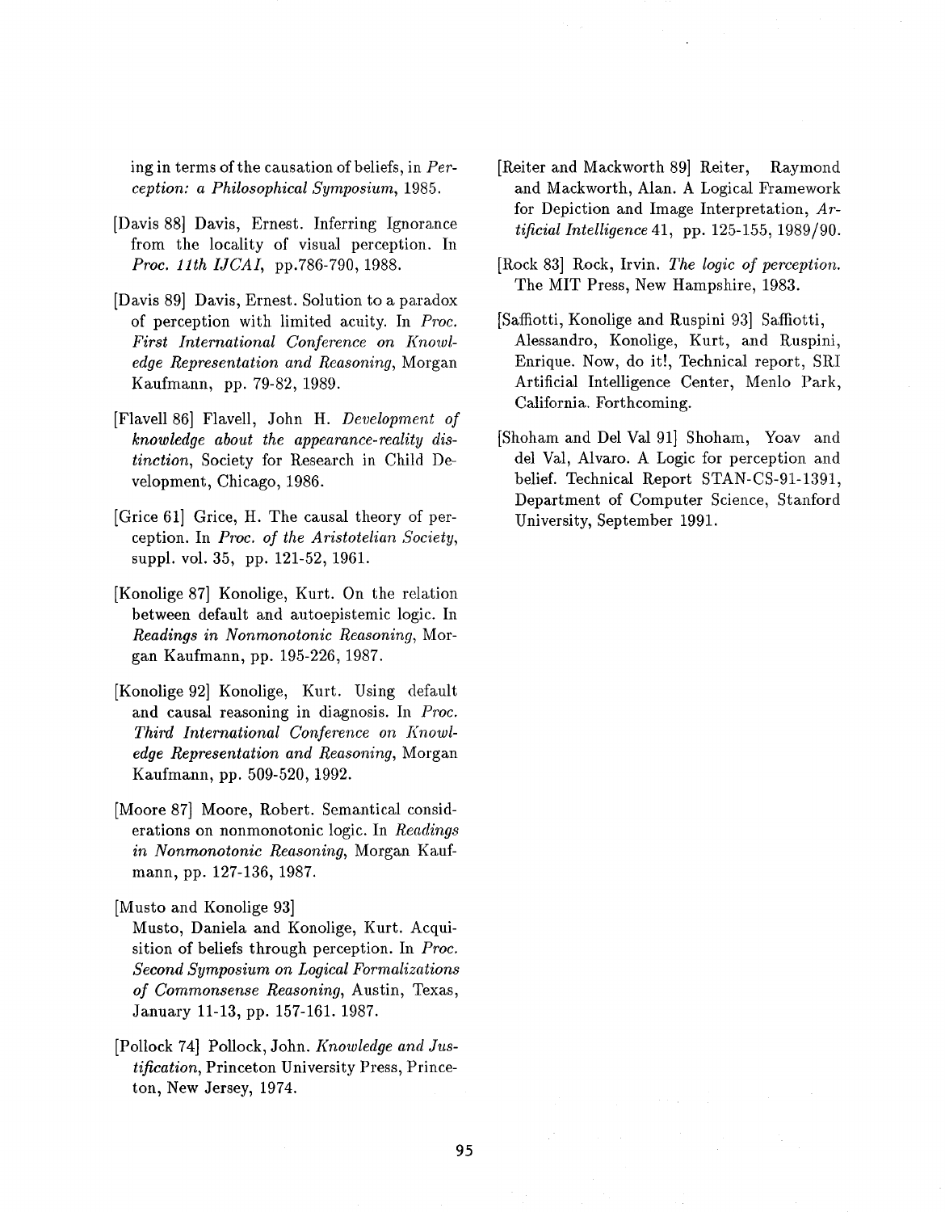ing in terms of the causation of beliefs, in *Perception: a Philosophical Symposium*, 1985.

[Davis 88] Davis, Ernest. Inferring Ignorance from the locality of visual perception. In *Proc. 11th IJCAI*, pp.786-790, 1988.

[Davis 89] Davis, Ernest. Solution to a paradox of perception with limited acuity. In *Proc. First International Conference on Knowledge Representation and Reasoning*, Morgan Kaufmann, pp. 79-82, 1989.

[Flavell 86] Flavell, John H. *Development of knowledge about the appearance-reality distinction*, Society for Research in Child Development, Chicago, 1986.

[Grice 61] Grice, H. The causal theory of perception. In *Proc. of the Aristotelian Society*, suppl. vol. 35, pp. 121-52, 1961.

[Konolige 87] Konolige, Kurt. On the relation between default and autoepistemic logic. In *Readings in Nonmonotonic Reasoning*, Morgan Kaufmann, pp. 195-226, 1987.

[Konolige 92] Konolige, Kurt. Using default and causal reasoning in diagnosis. In *Proc. Third International Conference on Knowledge Representation and Reasoning*, Morgan Kaufmann, pp. 509-520, 1992.

[Moore 87] Moore, Robert. Semantical considerations on nonmonotonic logic. In *Readings in Nonmonotonic Reasoning*, Morgan Kaufmann, pp. 127-136, 1987.

[Musto and Konolige 93] Musto, Daniela and Konolige, Kurt. Acquisition of beliefs through perception. In *Proc. Second Symposium on Logical Formalizations of Commonsense Reasoning*, Austin, Texas, January 11-13, pp. 157-161. 1987.

[Pollock 74] Pollock, John. *Knowledge and Justification*, Princeton University Press, Princeton, New Jersey, 1974.

[Reiter and Mackworth 89] Reiter, Raymond and Mackworth, Alan. A Logical Framework for Depiction and Image Interpretation, *Artificial Intelligence* 41, pp. 125-155, 1989/90.

[Rock 83] Rock, Irvin. *The logic of perception.* The MIT Press, New Hampshire, 1983.

[Saffiotti, Konolige and Ruspini 93] Saffiotti, Alessandro, Konolige, Kurt, and Ruspini, Enrique. Now, do it!, Technical report, SRI Artificial Intelligence Center, Menlo Park, California. Forthcoming.

[Shoham and Del Val 91] Shoham, Yoav and del Val, Alvaro. A Logic for perception and belief. Technical Report STAN-CS-91-1391, Department of Computer Science, Stanford University, September 1991.